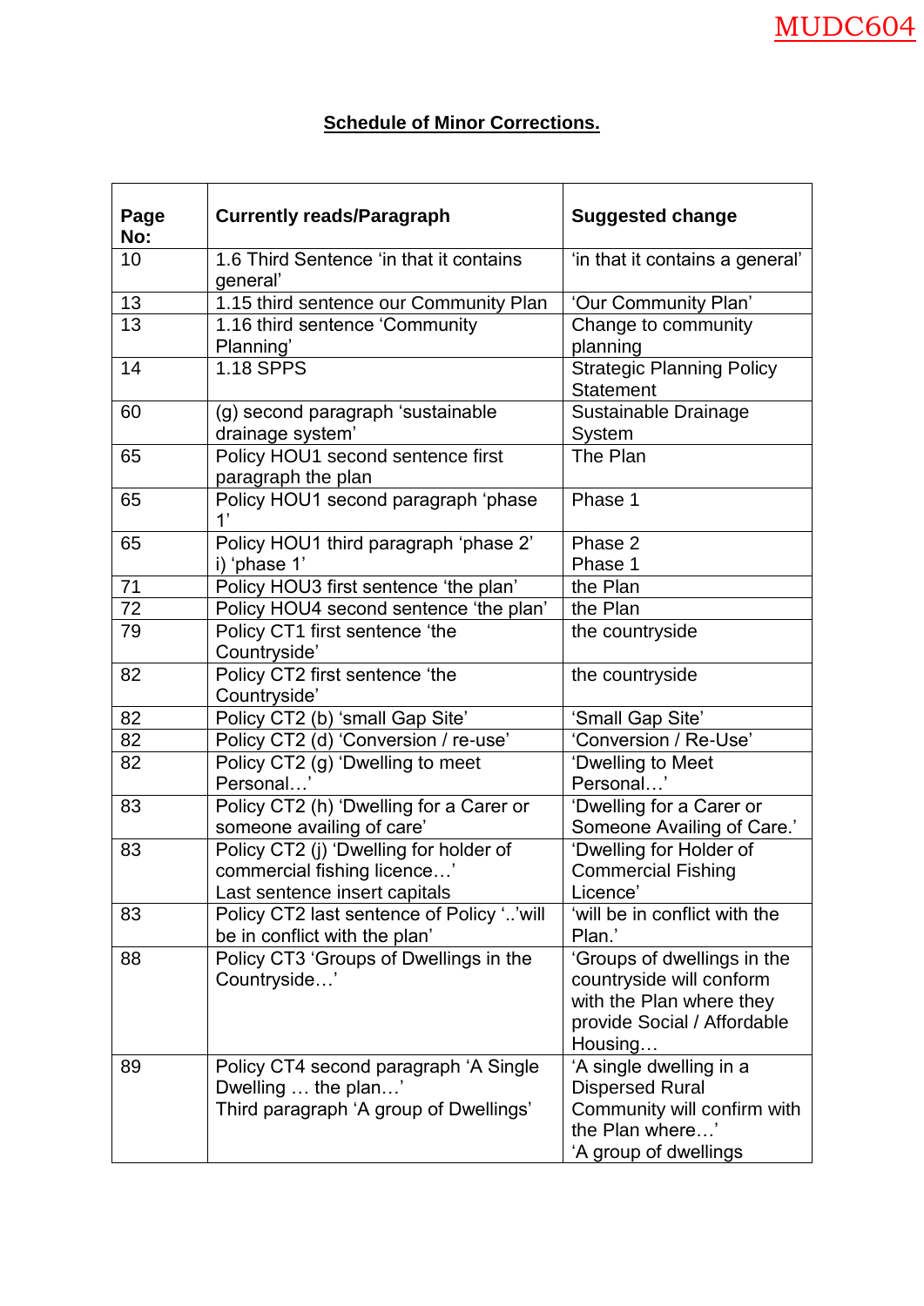MUDC604

## Schedule of Minor Corrections.

| Page No: | Currently reads/Paragraph | Suggested change |
|---|---|---|
| 10 | 1.6 Third Sentence 'in that it contains general' | 'in that it contains a general' |
| 13 | 1.15 third sentence our Community Plan | 'Our Community Plan' |
| 13 | 1.16 third sentence 'Community Planning' | Change to community planning |
| 14 | 1.18 SPPS | Strategic Planning Policy Statement |
| 60 | (g) second paragraph 'sustainable drainage system' | Sustainable Drainage System |
| 65 | Policy HOU1 second sentence first paragraph the plan | The Plan |
| 65 | Policy HOU1 second paragraph 'phase 1' | Phase 1 |
| 65 | Policy HOU1 third paragraph 'phase 2'<br>i) 'phase 1' | Phase 2<br>Phase 1 |
| 71 | Policy HOU3 first sentence 'the plan' | the Plan |
| 72 | Policy HOU4 second sentence 'the plan' | the Plan |
| 79 | Policy CT1 first sentence 'the Countryside' | the countryside |
| 82 | Policy CT2 first sentence 'the Countryside' | the countryside |
| 82 | Policy CT2 (b) 'small Gap Site' | 'Small Gap Site' |
| 82 | Policy CT2 (d) 'Conversion / re-use' | 'Conversion / Re-Use' |
| 82 | Policy CT2 (g) 'Dwelling to meet Personal…' | 'Dwelling to Meet Personal…' |
| 83 | Policy CT2 (h) 'Dwelling for a Carer or someone availing of care' | 'Dwelling for a Carer or Someone Availing of Care.' |
| 83 | Policy CT2 (j) 'Dwelling for holder of commercial fishing licence…'<br>Last sentence insert capitals | 'Dwelling for Holder of Commercial Fishing Licence' |
| 83 | Policy CT2 last sentence of Policy '..'will be in conflict with the plan' | 'will be in conflict with the Plan.' |
| 88 | Policy CT3 'Groups of Dwellings in the Countryside…' | 'Groups of dwellings in the countryside will conform with the Plan where they provide Social / Affordable Housing… |
| 89 | Policy CT4 second paragraph 'A Single Dwelling … the plan…'<br>Third paragraph 'A group of Dwellings' | 'A single dwelling in a Dispersed Rural Community will confirm with the Plan where…'<br>'A group of dwellings |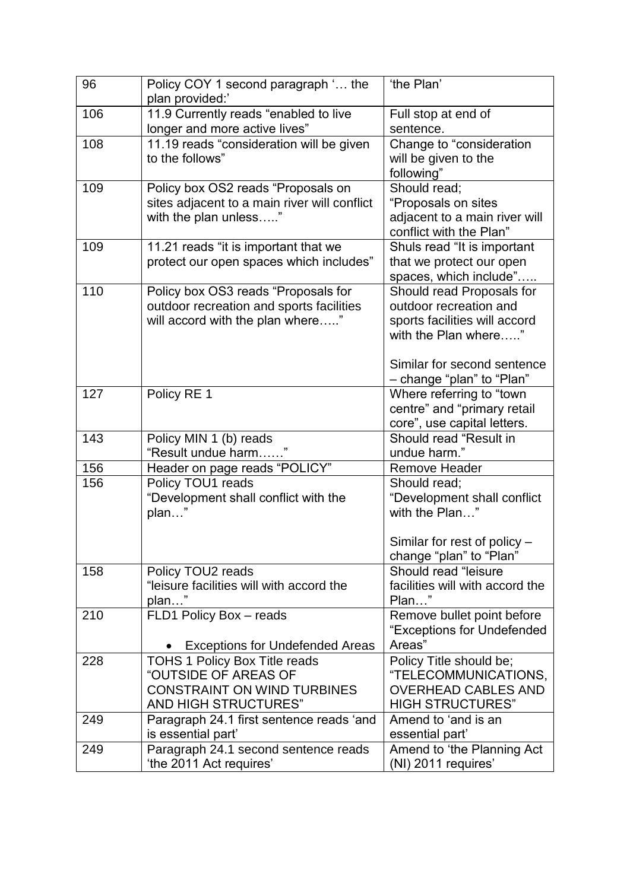| 96 | Policy COY 1 second paragraph '… the plan provided:' | 'the Plan' |
|---|---|---|
| 106 | 11.9 Currently reads "enabled to live longer and more active lives" | Full stop at end of sentence. |
| 108 | 11.19 reads "consideration will be given to the follows" | Change to "consideration will be given to the following" |
| 109 | Policy box OS2 reads "Proposals on sites adjacent to a main river will conflict with the plan unless….." | Should read; "Proposals on sites adjacent to a main river will conflict with the Plan" |
| 109 | 11.21 reads "it is important that we protect our open spaces which includes" | Shuls read "It is important that we protect our open spaces, which include"….. |
| 110 | Policy box OS3 reads "Proposals for outdoor recreation and sports facilities will accord with the plan where….." | Should read Proposals for outdoor recreation and sports facilities will accord with the Plan where….."<br><br>Similar for second sentence – change "plan" to "Plan" |
| 127 | Policy RE 1 | Where referring to "town centre" and "primary retail core", use capital letters. |
| 143 | Policy MIN 1 (b) reads "Result undue harm……" | Should read "Result in undue harm." |
| 156 | Header on page reads "POLICY" | Remove Header |
| 156 | Policy TOU1 reads "Development shall conflict with the plan…" | Should read; "Development shall conflict with the Plan…"<br><br>Similar for rest of policy – change "plan" to "Plan" |
| 158 | Policy TOU2 reads "leisure facilities will with accord the plan…" | Should read "leisure facilities will with accord the Plan…" |
| 210 | FLD1 Policy Box – reads<br><br>• Exceptions for Undefended Areas | Remove bullet point before "Exceptions for Undefended Areas" |
| 228 | TOHS 1 Policy Box Title reads "OUTSIDE OF AREAS OF CONSTRAINT ON WIND TURBINES AND HIGH STRUCTURES" | Policy Title should be; "TELECOMMUNICATIONS, OVERHEAD CABLES AND HIGH STRUCTURES" |
| 249 | Paragraph 24.1 first sentence reads 'and is essential part' | Amend to 'and is an essential part' |
| 249 | Paragraph 24.1 second sentence reads 'the 2011 Act requires' | Amend to 'the Planning Act (NI) 2011 requires' |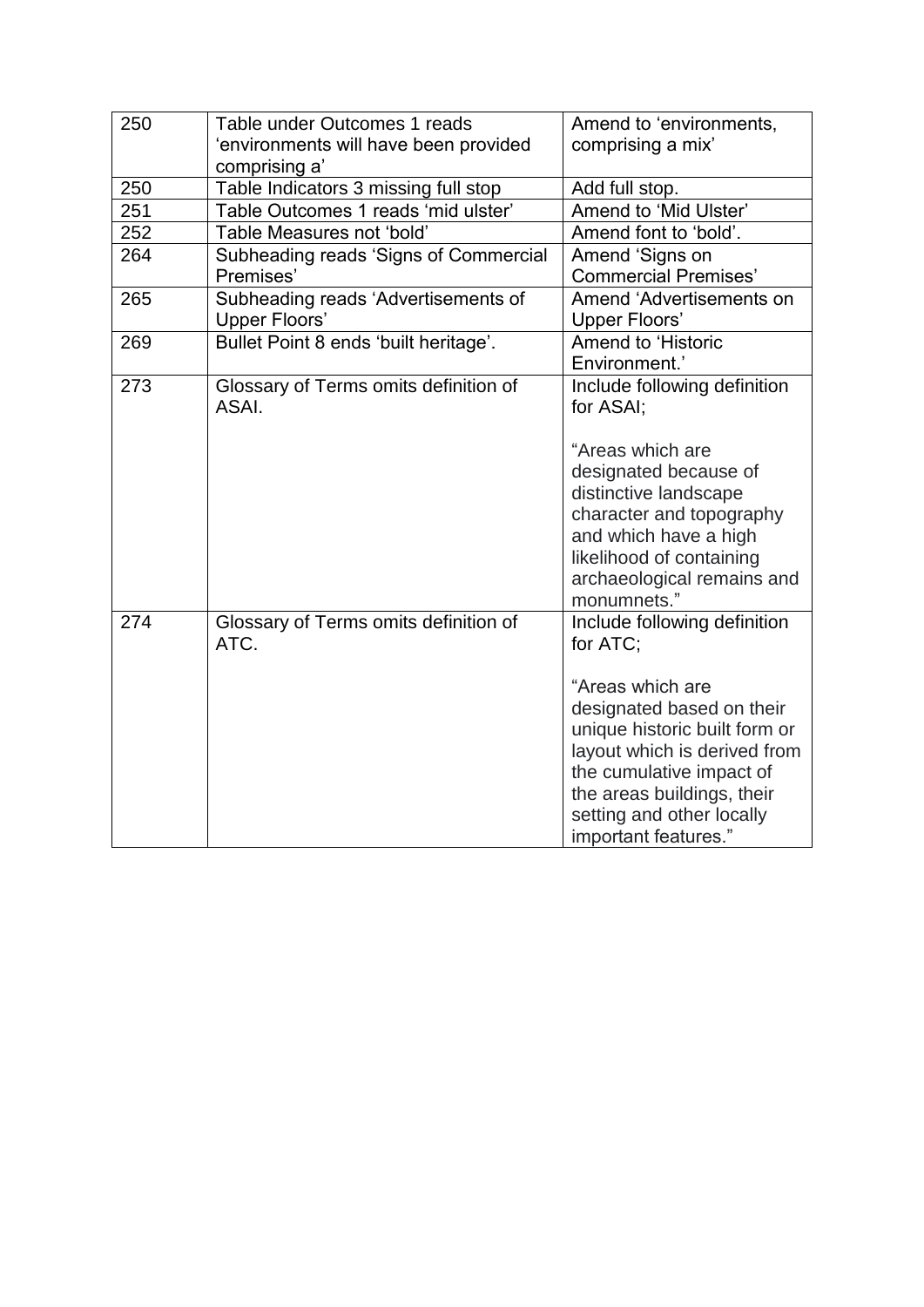| | | |
|---|---|---|
| 250 | Table under Outcomes 1 reads 'environments will have been provided comprising a' | Amend to 'environments, comprising a mix' |
| 250 | Table Indicators 3 missing full stop | Add full stop. |
| 251 | Table Outcomes 1 reads 'mid ulster' | Amend to 'Mid Ulster' |
| 252 | Table Measures not 'bold' | Amend font to 'bold'. |
| 264 | Subheading reads 'Signs of Commercial Premises' | Amend 'Signs on Commercial Premises' |
| 265 | Subheading reads 'Advertisements of Upper Floors' | Amend 'Advertisements on Upper Floors' |
| 269 | Bullet Point 8 ends 'built heritage'. | Amend to 'Historic Environment.' |
| 273 | Glossary of Terms omits definition of ASAI. | Include following definition for ASAI;<br><br>"Areas which are designated because of distinctive landscape character and topography and which have a high likelihood of containing archaeological remains and monumnets." |
| 274 | Glossary of Terms omits definition of ATC. | Include following definition for ATC;<br><br>"Areas which are designated based on their unique historic built form or layout which is derived from the cumulative impact of the areas buildings, their setting and other locally important features." |